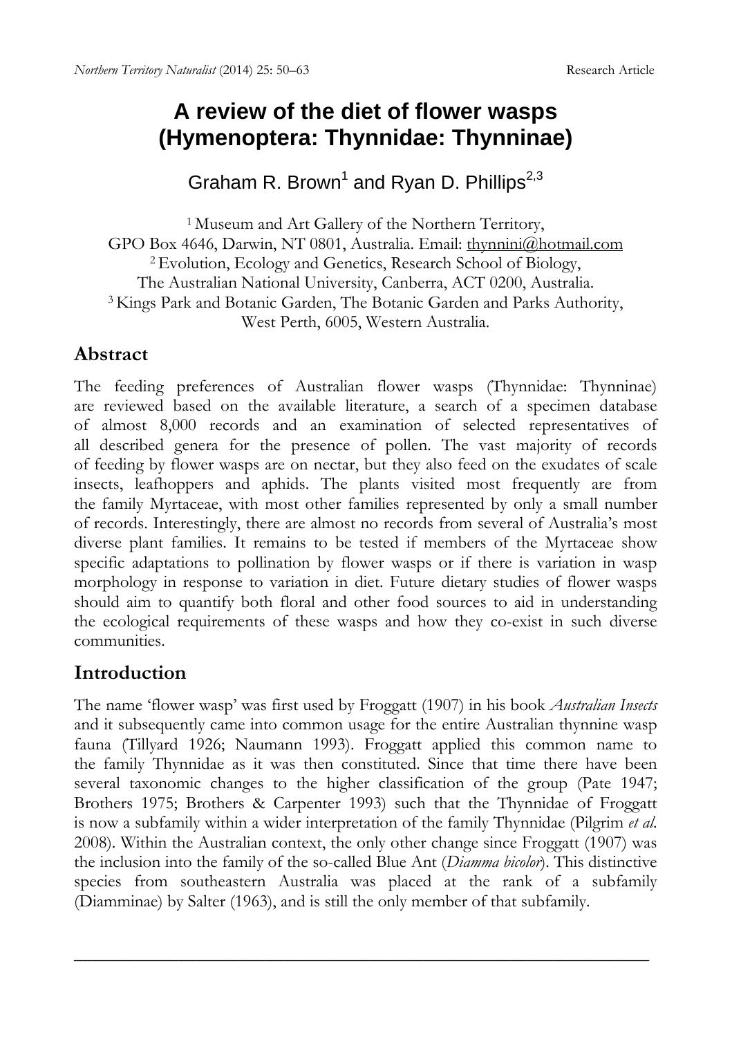# A review of the diet of flower wasps (Hymenoptera: Thynnidae: Thynninae)

Graham R. Brown[1] and Ryan D. Phillips[2,3]

[1] Museum and Art Gallery of the Northern Territory,
GPO Box 4646, Darwin, NT 0801, Australia. Email: thynnini@hotmail.com
[2] Evolution, Ecology and Genetics, Research School of Biology,
The Australian National University, Canberra, ACT 0200, Australia.
[3] Kings Park and Botanic Garden, The Botanic Garden and Parks Authority,
West Perth, 6005, Western Australia.

## Abstract

The feeding preferences of Australian flower wasps (Thynnidae: Thynninae) are reviewed based on the available literature, a search of a specimen database of almost 8,000 records and an examination of selected representatives of all described genera for the presence of pollen. The vast majority of records of feeding by flower wasps are on nectar, but they also feed on the exudates of scale insects, leafhoppers and aphids. The plants visited most frequently are from the family Myrtaceae, with most other families represented by only a small number of records. Interestingly, there are almost no records from several of Australia's most diverse plant families. It remains to be tested if members of the Myrtaceae show specific adaptations to pollination by flower wasps or if there is variation in wasp morphology in response to variation in diet. Future dietary studies of flower wasps should aim to quantify both floral and other food sources to aid in understanding the ecological requirements of these wasps and how they co-exist in such diverse communities.

## Introduction

The name 'flower wasp' was first used by Froggatt (1907) in his book *Australian Insects* and it subsequently came into common usage for the entire Australian thynnine wasp fauna (Tillyard 1926; Naumann 1993). Froggatt applied this common name to the family Thynnidae as it was then constituted. Since that time there have been several taxonomic changes to the higher classification of the group (Pate 1947; Brothers 1975; Brothers & Carpenter 1993) such that the Thynnidae of Froggatt is now a subfamily within a wider interpretation of the family Thynnidae (Pilgrim *et al.* 2008). Within the Australian context, the only other change since Froggatt (1907) was the inclusion into the family of the so-called Blue Ant (*Diamma bicolor*). This distinctive species from southeastern Australia was placed at the rank of a subfamily (Diamminae) by Salter (1963), and is still the only member of that subfamily.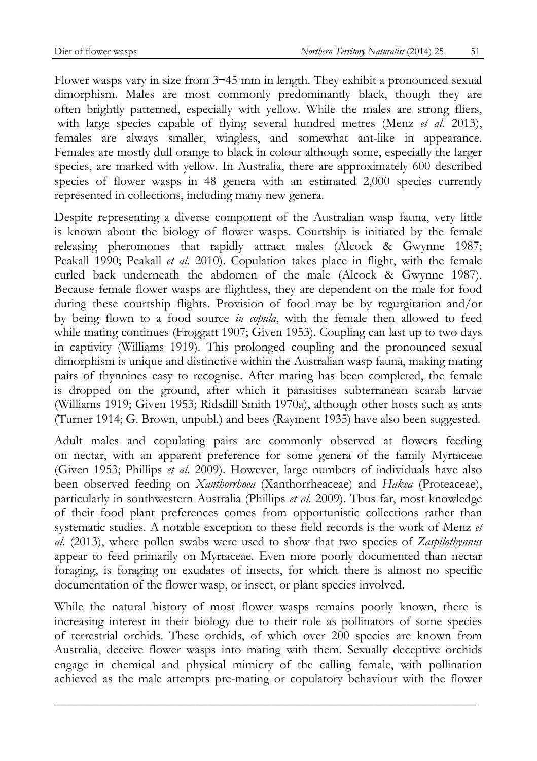Flower wasps vary in size from 3–45 mm in length. They exhibit a pronounced sexual dimorphism. Males are most commonly predominantly black, though they are often brightly patterned, especially with yellow. While the males are strong fliers, with large species capable of flying several hundred metres (Menz *et al.* 2013), females are always smaller, wingless, and somewhat ant-like in appearance. Females are mostly dull orange to black in colour although some, especially the larger species, are marked with yellow. In Australia, there are approximately 600 described species of flower wasps in 48 genera with an estimated 2,000 species currently represented in collections, including many new genera.

Despite representing a diverse component of the Australian wasp fauna, very little is known about the biology of flower wasps. Courtship is initiated by the female releasing pheromones that rapidly attract males (Alcock & Gwynne 1987; Peakall 1990; Peakall *et al.* 2010). Copulation takes place in flight, with the female curled back underneath the abdomen of the male (Alcock & Gwynne 1987). Because female flower wasps are flightless, they are dependent on the male for food during these courtship flights. Provision of food may be by regurgitation and/or by being flown to a food source *in copula*, with the female then allowed to feed while mating continues (Froggatt 1907; Given 1953). Coupling can last up to two days in captivity (Williams 1919). This prolonged coupling and the pronounced sexual dimorphism is unique and distinctive within the Australian wasp fauna, making mating pairs of thynnines easy to recognise. After mating has been completed, the female is dropped on the ground, after which it parasitises subterranean scarab larvae (Williams 1919; Given 1953; Ridsdill Smith 1970a), although other hosts such as ants (Turner 1914; G. Brown, unpubl.) and bees (Rayment 1935) have also been suggested.

Adult males and copulating pairs are commonly observed at flowers feeding on nectar, with an apparent preference for some genera of the family Myrtaceae (Given 1953; Phillips *et al.* 2009). However, large numbers of individuals have also been observed feeding on *Xanthorrhoea* (Xanthorrheaceae) and *Hakea* (Proteaceae), particularly in southwestern Australia (Phillips *et al.* 2009). Thus far, most knowledge of their food plant preferences comes from opportunistic collections rather than systematic studies. A notable exception to these field records is the work of Menz *et al.* (2013), where pollen swabs were used to show that two species of *Zaspilothynnus* appear to feed primarily on Myrtaceae. Even more poorly documented than nectar foraging, is foraging on exudates of insects, for which there is almost no specific documentation of the flower wasp, or insect, or plant species involved.

While the natural history of most flower wasps remains poorly known, there is increasing interest in their biology due to their role as pollinators of some species of terrestrial orchids. These orchids, of which over 200 species are known from Australia, deceive flower wasps into mating with them. Sexually deceptive orchids engage in chemical and physical mimicry of the calling female, with pollination achieved as the male attempts pre-mating or copulatory behaviour with the flower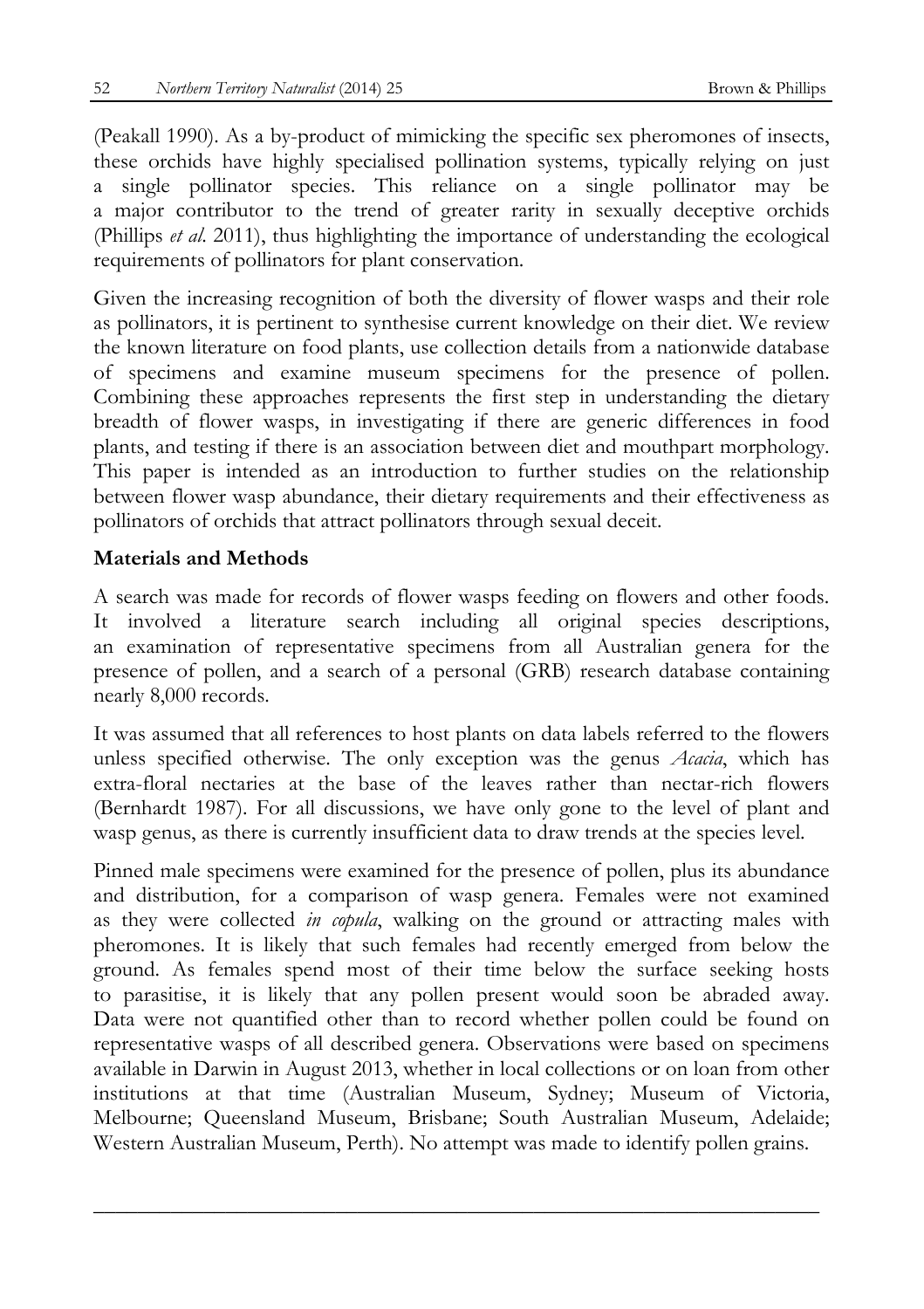(Peakall 1990). As a by-product of mimicking the specific sex pheromones of insects, these orchids have highly specialised pollination systems, typically relying on just a single pollinator species. This reliance on a single pollinator may be a major contributor to the trend of greater rarity in sexually deceptive orchids (Phillips *et al.* 2011), thus highlighting the importance of understanding the ecological requirements of pollinators for plant conservation.

Given the increasing recognition of both the diversity of flower wasps and their role as pollinators, it is pertinent to synthesise current knowledge on their diet. We review the known literature on food plants, use collection details from a nationwide database of specimens and examine museum specimens for the presence of pollen. Combining these approaches represents the first step in understanding the dietary breadth of flower wasps, in investigating if there are generic differences in food plants, and testing if there is an association between diet and mouthpart morphology. This paper is intended as an introduction to further studies on the relationship between flower wasp abundance, their dietary requirements and their effectiveness as pollinators of orchids that attract pollinators through sexual deceit.

## Materials and Methods

A search was made for records of flower wasps feeding on flowers and other foods. It involved a literature search including all original species descriptions, an examination of representative specimens from all Australian genera for the presence of pollen, and a search of a personal (GRB) research database containing nearly 8,000 records.

It was assumed that all references to host plants on data labels referred to the flowers unless specified otherwise. The only exception was the genus *Acacia*, which has extra-floral nectaries at the base of the leaves rather than nectar-rich flowers (Bernhardt 1987). For all discussions, we have only gone to the level of plant and wasp genus, as there is currently insufficient data to draw trends at the species level.

Pinned male specimens were examined for the presence of pollen, plus its abundance and distribution, for a comparison of wasp genera. Females were not examined as they were collected *in copula*, walking on the ground or attracting males with pheromones. It is likely that such females had recently emerged from below the ground. As females spend most of their time below the surface seeking hosts to parasitise, it is likely that any pollen present would soon be abraded away. Data were not quantified other than to record whether pollen could be found on representative wasps of all described genera. Observations were based on specimens available in Darwin in August 2013, whether in local collections or on loan from other institutions at that time (Australian Museum, Sydney; Museum of Victoria, Melbourne; Queensland Museum, Brisbane; South Australian Museum, Adelaide; Western Australian Museum, Perth). No attempt was made to identify pollen grains.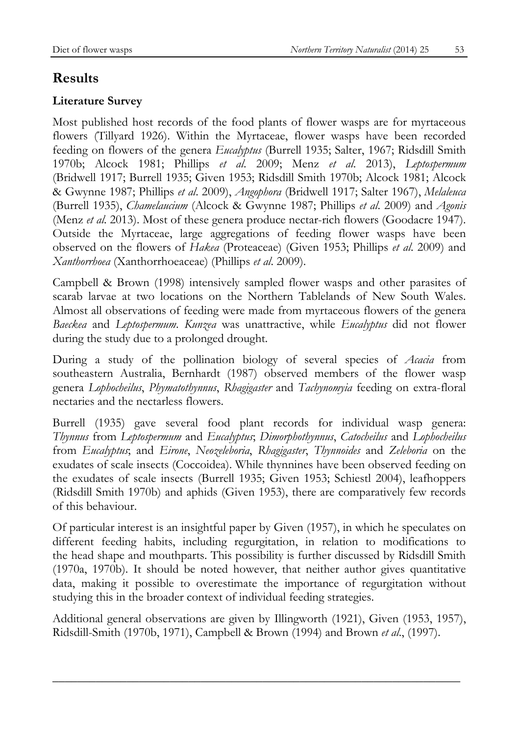## Results

### Literature Survey

Most published host records of the food plants of flower wasps are for myrtaceous flowers (Tillyard 1926). Within the Myrtaceae, flower wasps have been recorded feeding on flowers of the genera *Eucalyptus* (Burrell 1935; Salter, 1967; Ridsdill Smith 1970b; Alcock 1981; Phillips *et al.* 2009; Menz *et al.* 2013), *Leptospermum* (Bridwell 1917; Burrell 1935; Given 1953; Ridsdill Smith 1970b; Alcock 1981; Alcock & Gwynne 1987; Phillips *et al.* 2009), *Angophora* (Bridwell 1917; Salter 1967), *Melaleuca* (Burrell 1935), *Chamelaucium* (Alcock & Gwynne 1987; Phillips *et al.* 2009) and *Agonis* (Menz *et al.* 2013). Most of these genera produce nectar-rich flowers (Goodacre 1947). Outside the Myrtaceae, large aggregations of feeding flower wasps have been observed on the flowers of *Hakea* (Proteaceae) (Given 1953; Phillips *et al.* 2009) and *Xanthorrhoea* (Xanthorrhoeaceae) (Phillips *et al.* 2009).

Campbell & Brown (1998) intensively sampled flower wasps and other parasites of scarab larvae at two locations on the Northern Tablelands of New South Wales. Almost all observations of feeding were made from myrtaceous flowers of the genera *Baeckea* and *Leptospermum*. *Kunzea* was unattractive, while *Eucalyptus* did not flower during the study due to a prolonged drought.

During a study of the pollination biology of several species of *Acacia* from southeastern Australia, Bernhardt (1987) observed members of the flower wasp genera *Lophocheilus*, *Phymatothynnus*, *Rhagigaster* and *Tachynomyia* feeding on extra-floral nectaries and the nectarless flowers.

Burrell (1935) gave several food plant records for individual wasp genera: *Thynnus* from *Leptospermum* and *Eucalyptus*; *Dimorphothynnus*, *Catocheilus* and *Lophocheilus* from *Eucalyptus*; and *Eirone*, *Neozeleboria*, *Rhagigaster*, *Thynnoides* and *Zeleboria* on the exudates of scale insects (Coccoidea). While thynnines have been observed feeding on the exudates of scale insects (Burrell 1935; Given 1953; Schiestl 2004), leafhoppers (Ridsdill Smith 1970b) and aphids (Given 1953), there are comparatively few records of this behaviour.

Of particular interest is an insightful paper by Given (1957), in which he speculates on different feeding habits, including regurgitation, in relation to modifications to the head shape and mouthparts. This possibility is further discussed by Ridsdill Smith (1970a, 1970b). It should be noted however, that neither author gives quantitative data, making it possible to overestimate the importance of regurgitation without studying this in the broader context of individual feeding strategies.

Additional general observations are given by Illingworth (1921), Given (1953, 1957), Ridsdill-Smith (1970b, 1971), Campbell & Brown (1994) and Brown *et al*., (1997).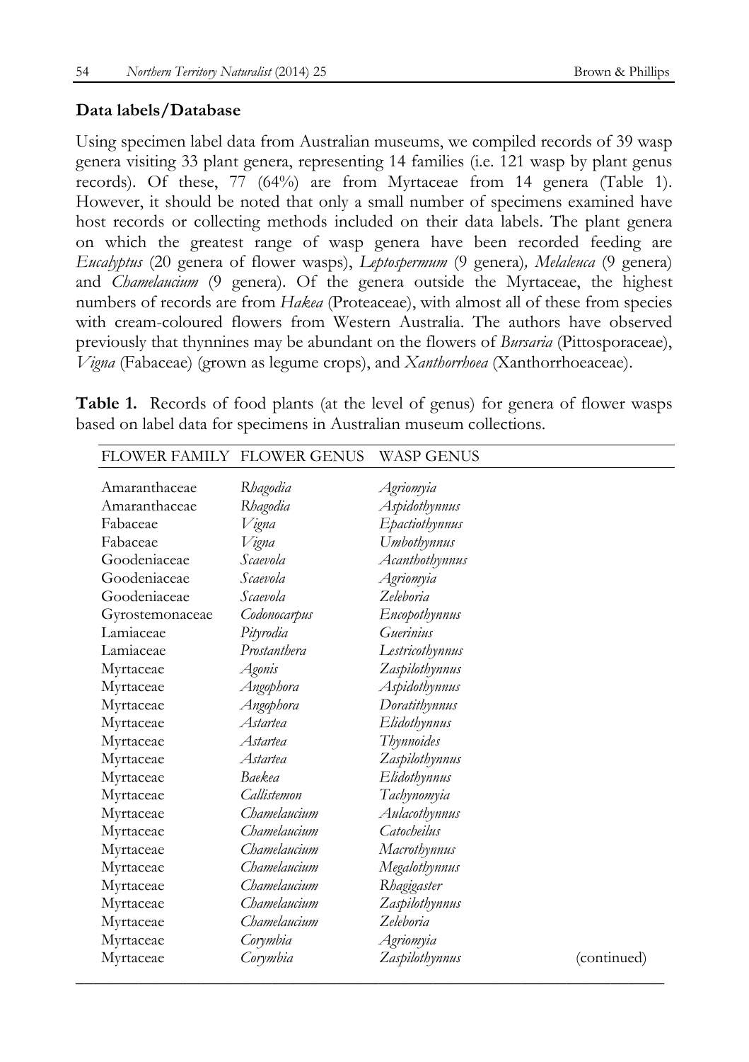**Data labels/Database**

Using specimen label data from Australian museums, we compiled records of 39 wasp genera visiting 33 plant genera, representing 14 families (i.e. 121 wasp by plant genus records). Of these, 77 (64%) are from Myrtaceae from 14 genera (Table 1). However, it should be noted that only a small number of specimens examined have host records or collecting methods included on their data labels. The plant genera on which the greatest range of wasp genera have been recorded feeding are *Eucalyptus* (20 genera of flower wasps), *Leptospermum* (9 genera)*, Melaleuca* (9 genera) and *Chamelaucium* (9 genera). Of the genera outside the Myrtaceae, the highest numbers of records are from *Hakea* (Proteaceae), with almost all of these from species with cream-coloured flowers from Western Australia. The authors have observed previously that thynnines may be abundant on the flowers of *Bursaria* (Pittosporaceae), *Vigna* (Fabaceae) (grown as legume crops), and *Xanthorrhoea* (Xanthorrhoeaceae).

**Table 1.** Records of food plants (at the level of genus) for genera of flower wasps based on label data for specimens in Australian museum collections.

| FLOWER FAMILY | FLOWER GENUS | WASP GENUS | |
|---|---|---|---|
| Amaranthaceae | *Rhagodia* | *Agriomyia* | |
| Amaranthaceae | *Rhagodia* | *Aspidothynnus* | |
| Fabaceae | *Vigna* | *Epactiothynnus* | |
| Fabaceae | *Vigna* | *Umbothynnus* | |
| Goodeniaceae | *Scaevola* | *Acanthothynnus* | |
| Goodeniaceae | *Scaevola* | *Agriomyia* | |
| Goodeniaceae | *Scaevola* | *Zeleboria* | |
| Gyrostemonaceae | *Codonocarpus* | *Encopothynnus* | |
| Lamiaceae | *Pityrodia* | *Guerinius* | |
| Lamiaceae | *Prostanthera* | *Lestricothynnus* | |
| Myrtaceae | *Agonis* | *Zaspilothynnus* | |
| Myrtaceae | *Angophora* | *Aspidothynnus* | |
| Myrtaceae | *Angophora* | *Doratithynnus* | |
| Myrtaceae | *Astartea* | *Elidothynnus* | |
| Myrtaceae | *Astartea* | *Thynnoides* | |
| Myrtaceae | *Astartea* | *Zaspilothynnus* | |
| Myrtaceae | *Baekea* | *Elidothynnus* | |
| Myrtaceae | *Callistemon* | *Tachynomyia* | |
| Myrtaceae | *Chamelaucium* | *Aulacothynnus* | |
| Myrtaceae | *Chamelaucium* | *Catocheilus* | |
| Myrtaceae | *Chamelaucium* | *Macrothynnus* | |
| Myrtaceae | *Chamelaucium* | *Megalothynnus* | |
| Myrtaceae | *Chamelaucium* | *Rhagigaster* | |
| Myrtaceae | *Chamelaucium* | *Zaspilothynnus* | |
| Myrtaceae | *Chamelaucium* | *Zeleboria* | |
| Myrtaceae | *Corymbia* | *Agriomyia* | |
| Myrtaceae | *Corymbia* | *Zaspilothynnus* | (continued) |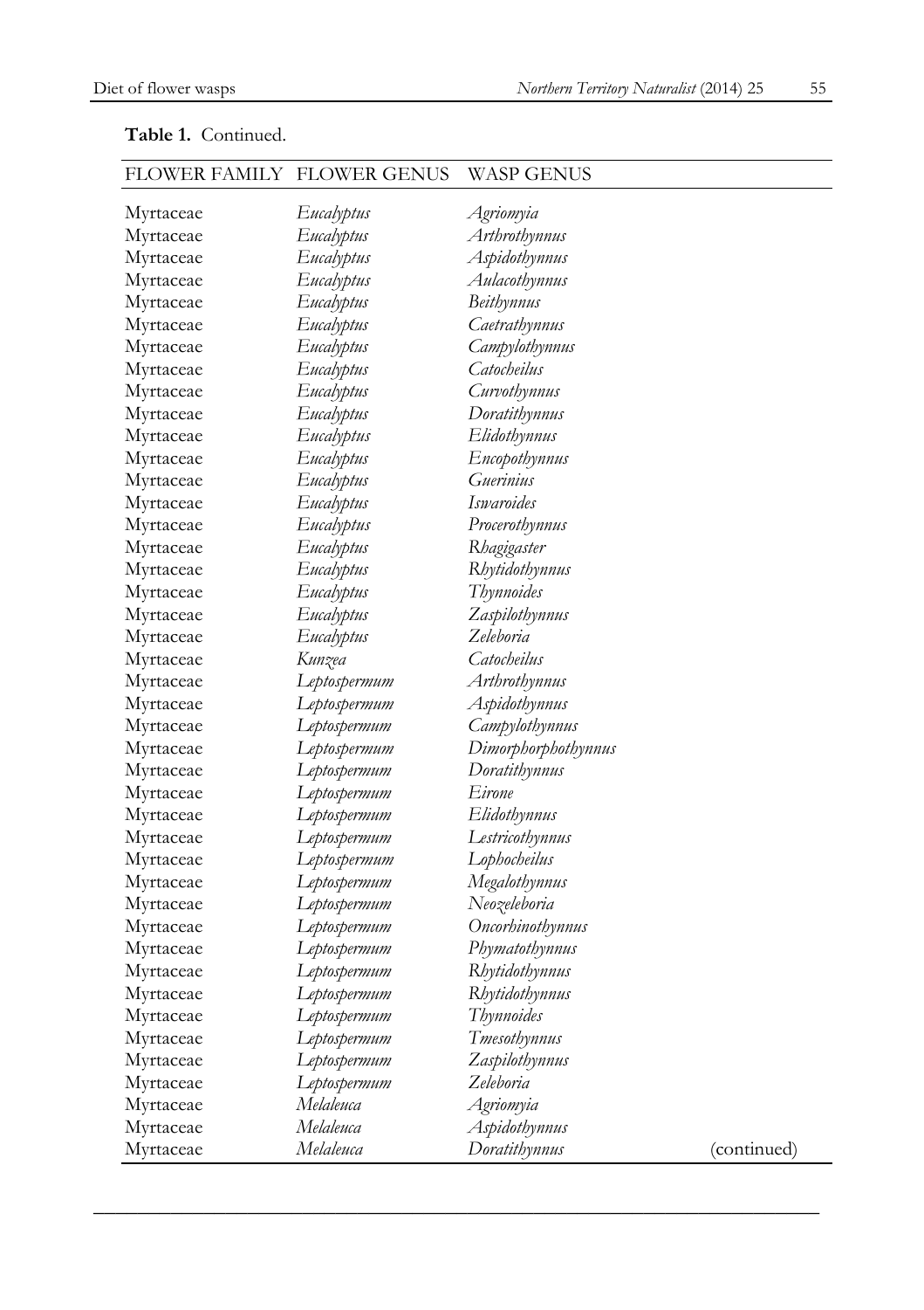**Table 1.** Continued.

| FLOWER FAMILY | FLOWER GENUS | WASP GENUS | |
|---|---|---|---|
| Myrtaceae | *Eucalyptus* | *Agriomyia* | |
| Myrtaceae | *Eucalyptus* | *Arthrothynnus* | |
| Myrtaceae | *Eucalyptus* | *Aspidothynnus* | |
| Myrtaceae | *Eucalyptus* | *Aulacothynnus* | |
| Myrtaceae | *Eucalyptus* | *Beithynnus* | |
| Myrtaceae | *Eucalyptus* | *Caetrathynnus* | |
| Myrtaceae | *Eucalyptus* | *Campylothynnus* | |
| Myrtaceae | *Eucalyptus* | *Catocheilus* | |
| Myrtaceae | *Eucalyptus* | *Curvothynnus* | |
| Myrtaceae | *Eucalyptus* | *Doratithynnus* | |
| Myrtaceae | *Eucalyptus* | *Elidothynnus* | |
| Myrtaceae | *Eucalyptus* | *Encopothynnus* | |
| Myrtaceae | *Eucalyptus* | *Guerinius* | |
| Myrtaceae | *Eucalyptus* | *Iswaroides* | |
| Myrtaceae | *Eucalyptus* | *Procerothynnus* | |
| Myrtaceae | *Eucalyptus* | *Rhagigaster* | |
| Myrtaceae | *Eucalyptus* | *Rhytidothynnus* | |
| Myrtaceae | *Eucalyptus* | *Thynnoides* | |
| Myrtaceae | *Eucalyptus* | *Zaspilothynnus* | |
| Myrtaceae | *Eucalyptus* | *Zeleboria* | |
| Myrtaceae | *Kunzea* | *Catocheilus* | |
| Myrtaceae | *Leptospermum* | *Arthrothynnus* | |
| Myrtaceae | *Leptospermum* | *Aspidothynnus* | |
| Myrtaceae | *Leptospermum* | *Campylothynnus* | |
| Myrtaceae | *Leptospermum* | *Dimorphorphothynnus* | |
| Myrtaceae | *Leptospermum* | *Doratithynnus* | |
| Myrtaceae | *Leptospermum* | *Eirone* | |
| Myrtaceae | *Leptospermum* | *Elidothynnus* | |
| Myrtaceae | *Leptospermum* | *Lestricothynnus* | |
| Myrtaceae | *Leptospermum* | *Lophocheilus* | |
| Myrtaceae | *Leptospermum* | *Megalothynnus* | |
| Myrtaceae | *Leptospermum* | *Neozeleboria* | |
| Myrtaceae | *Leptospermum* | *Oncorhinothynnus* | |
| Myrtaceae | *Leptospermum* | *Phymatothynnus* | |
| Myrtaceae | *Leptospermum* | *Rhytidothynnus* | |
| Myrtaceae | *Leptospermum* | *Rhytidothynnus* | |
| Myrtaceae | *Leptospermum* | *Thynnoides* | |
| Myrtaceae | *Leptospermum* | *Tmesothynnus* | |
| Myrtaceae | *Leptospermum* | *Zaspilothynnus* | |
| Myrtaceae | *Leptospermum* | *Zeleboria* | |
| Myrtaceae | *Melaleuca* | *Agriomyia* | |
| Myrtaceae | *Melaleuca* | *Aspidothynnus* | |
| Myrtaceae | *Melaleuca* | *Doratithynnus* | (continued) |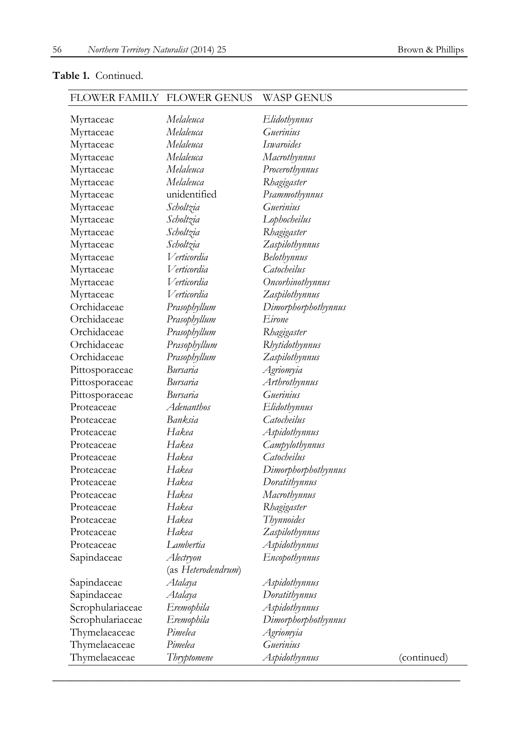**Table 1.** Continued.

| FLOWER FAMILY | FLOWER GENUS | WASP GENUS |
|---|---|---|
| Myrtaceae | *Melaleuca* | *Elidothynnus* |
| Myrtaceae | *Melaleuca* | *Guerinius* |
| Myrtaceae | *Melaleuca* | *Iswaroides* |
| Myrtaceae | *Melaleuca* | *Macrothynnus* |
| Myrtaceae | *Melaleuca* | *Procerothynnus* |
| Myrtaceae | *Melaleuca* | *Rhagigaster* |
| Myrtaceae | unidentified | *Psammothynnus* |
| Myrtaceae | *Scholtzia* | *Guerinius* |
| Myrtaceae | *Scholtzia* | *Lophocheilus* |
| Myrtaceae | *Scholtzia* | *Rhagigaster* |
| Myrtaceae | *Scholtzia* | *Zaspilothynnus* |
| Myrtaceae | *Verticordia* | *Belothynnus* |
| Myrtaceae | *Verticordia* | *Catocheilus* |
| Myrtaceae | *Verticordia* | *Oncorhinothynnus* |
| Myrtaceae | *Verticordia* | *Zaspilothynnus* |
| Orchidaceae | *Prasophyllum* | *Dimorphorphothynnus* |
| Orchidaceae | *Prasophyllum* | *Eirone* |
| Orchidaceae | *Prasophyllum* | *Rhagigaster* |
| Orchidaceae | *Prasophyllum* | *Rhytidothynnus* |
| Orchidaceae | *Prasophyllum* | *Zaspilothynnus* |
| Pittosporaceae | *Bursaria* | *Agriomyia* |
| Pittosporaceae | *Bursaria* | *Arthrothynnus* |
| Pittosporaceae | *Bursaria* | *Guerinius* |
| Proteaceae | *Adenanthos* | *Elidothynnus* |
| Proteaceae | *Banksia* | *Catocheilus* |
| Proteaceae | *Hakea* | *Aspidothynnus* |
| Proteaceae | *Hakea* | *Campylothynnus* |
| Proteaceae | *Hakea* | *Catocheilus* |
| Proteaceae | *Hakea* | *Dimorphorphothynnus* |
| Proteaceae | *Hakea* | *Doratithynnus* |
| Proteaceae | *Hakea* | *Macrothynnus* |
| Proteaceae | *Hakea* | *Rhagigaster* |
| Proteaceae | *Hakea* | *Thynnoides* |
| Proteaceae | *Hakea* | *Zaspilothynnus* |
| Proteaceae | *Lambertia* | *Aspidothynnus* |
| Sapindaceae | *Alectryon* (as *Heterodendrum*) | *Encopothynnus* |
| Sapindaceae | *Atalaya* | *Aspidothynnus* |
| Sapindaceae | *Atalaya* | *Doratithynnus* |
| Scrophulariaceae | *Eremophila* | *Aspidothynnus* |
| Scrophulariaceae | *Eremophila* | *Dimorphorphothynnus* |
| Thymelaeaceae | *Pimelea* | *Agriomyia* |
| Thymelaeaceae | *Pimelea* | *Guerinius* |
| Thymelaeaceae | *Thryptomene* | *Aspidothynnus* |

(continued)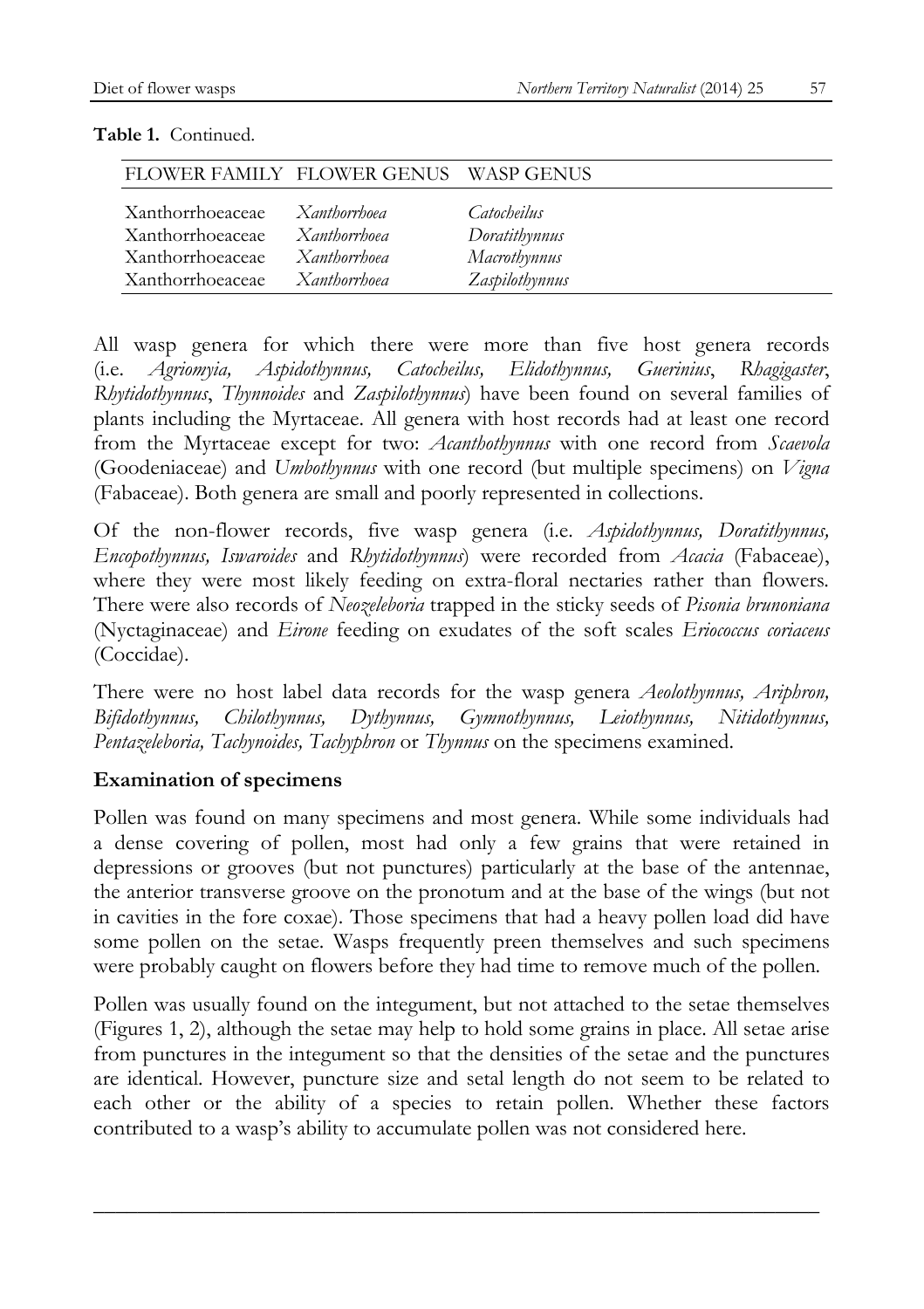**Table 1.** Continued.

| FLOWER FAMILY | FLOWER GENUS | WASP GENUS |
|---|---|---|
| Xanthorrhoeaceae | *Xanthorrhoea* | *Catocheilus* |
| Xanthorrhoeaceae | *Xanthorrhoea* | *Doratithynnus* |
| Xanthorrhoeaceae | *Xanthorrhoea* | *Macrothynnus* |
| Xanthorrhoeaceae | *Xanthorrhoea* | *Zaspilothynnus* |

All wasp genera for which there were more than five host genera records (i.e. *Agriomyia, Aspidothynnus, Catocheilus, Elidothynnus, Guerinius*, *Rhagigaster*, *Rhytidothynnus*, *Thynnoides* and *Zaspilothynnus*) have been found on several families of plants including the Myrtaceae. All genera with host records had at least one record from the Myrtaceae except for two: *Acanthothynnus* with one record from *Scaevola* (Goodeniaceae) and *Umbothynnus* with one record (but multiple specimens) on *Vigna* (Fabaceae). Both genera are small and poorly represented in collections.

Of the non-flower records, five wasp genera (i.e. *Aspidothynnus, Doratithynnus, Encopothynnus, Iswaroides* and *Rhytidothynnus*) were recorded from *Acacia* (Fabaceae), where they were most likely feeding on extra-floral nectaries rather than flowers. There were also records of *Neozeleboria* trapped in the sticky seeds of *Pisonia brunoniana* (Nyctaginaceae) and *Eirone* feeding on exudates of the soft scales *Eriococcus coriaceus* (Coccidae).

There were no host label data records for the wasp genera *Aeolothynnus, Ariphron, Bifidothynnus, Chilothynnus, Dythynnus, Gymnothynnus, Leiothynnus, Nitidothynnus, Pentazeleboria, Tachynoides, Tachyphron* or *Thynnus* on the specimens examined.

## Examination of specimens

Pollen was found on many specimens and most genera. While some individuals had a dense covering of pollen, most had only a few grains that were retained in depressions or grooves (but not punctures) particularly at the base of the antennae, the anterior transverse groove on the pronotum and at the base of the wings (but not in cavities in the fore coxae). Those specimens that had a heavy pollen load did have some pollen on the setae. Wasps frequently preen themselves and such specimens were probably caught on flowers before they had time to remove much of the pollen.

Pollen was usually found on the integument, but not attached to the setae themselves (Figures 1, 2), although the setae may help to hold some grains in place. All setae arise from punctures in the integument so that the densities of the setae and the punctures are identical. However, puncture size and setal length do not seem to be related to each other or the ability of a species to retain pollen. Whether these factors contributed to a wasp's ability to accumulate pollen was not considered here.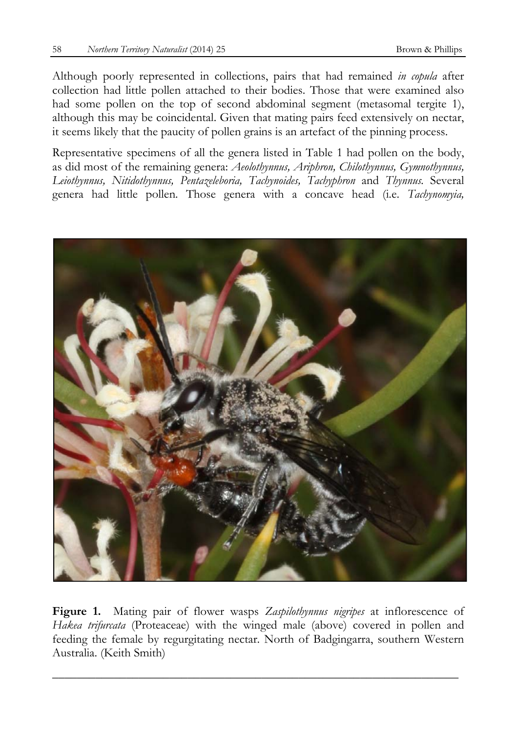Although poorly represented in collections, pairs that had remained *in copula* after collection had little pollen attached to their bodies. Those that were examined also had some pollen on the top of second abdominal segment (metasomal tergite 1), although this may be coincidental. Given that mating pairs feed extensively on nectar, it seems likely that the paucity of pollen grains is an artefact of the pinning process.

Representative specimens of all the genera listed in Table 1 had pollen on the body, as did most of the remaining genera: *Aeolothynnus, Ariphron, Chilothynnus, Gymnothynnus, Leiothynnus, Nitidothynnus, Pentazeleboria, Tachynoides, Tachyphron* and *Thynnus*. Several genera had little pollen. Those genera with a concave head (i.e. *Tachynomyia,*

**Figure 1.** Mating pair of flower wasps *Zaspilothynnus nigripes* at inflorescence of *Hakea trifurcata* (Proteaceae) with the winged male (above) covered in pollen and feeding the female by regurgitating nectar. North of Badgingarra, southern Western Australia. (Keith Smith)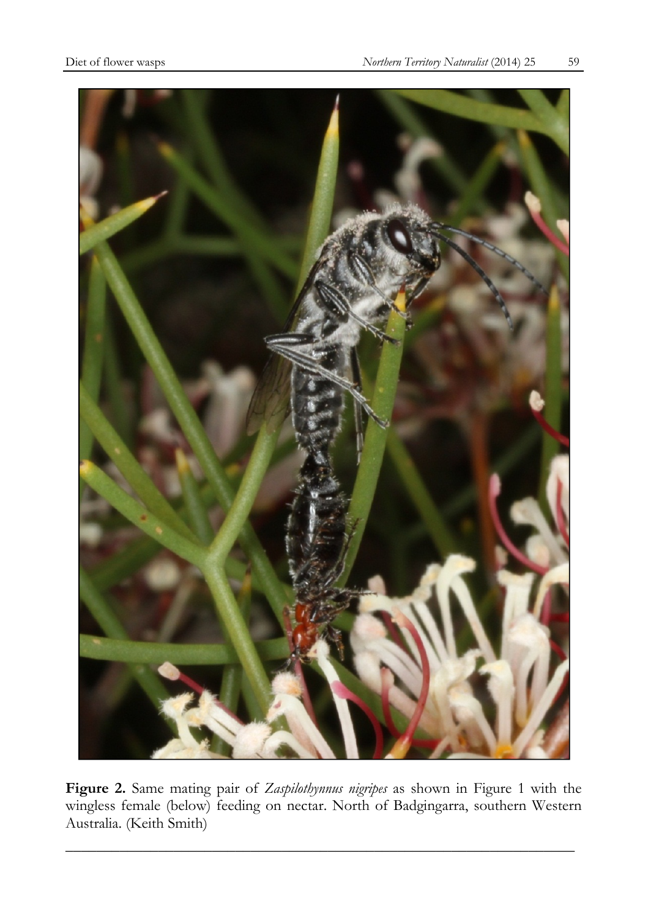**Figure 2.** Same mating pair of *Zaspilothynnus nigripes* as shown in Figure 1 with the wingless female (below) feeding on nectar. North of Badgingarra, southern Western Australia. (Keith Smith)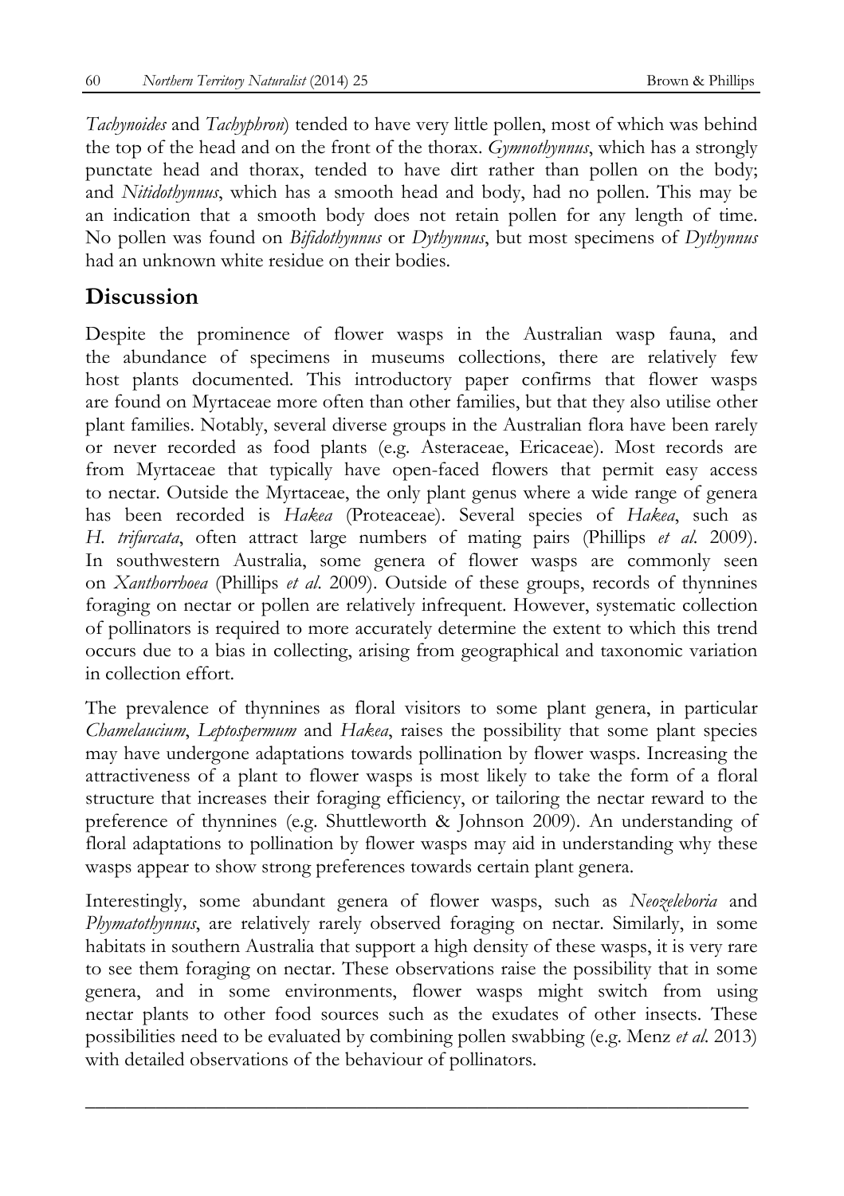*Tachynoides* and *Tachyphron*) tended to have very little pollen, most of which was behind the top of the head and on the front of the thorax. *Gymnothynnus*, which has a strongly punctate head and thorax, tended to have dirt rather than pollen on the body; and *Nitidothynnus*, which has a smooth head and body, had no pollen. This may be an indication that a smooth body does not retain pollen for any length of time. No pollen was found on *Bifidothynnus* or *Dythynnus*, but most specimens of *Dythynnus* had an unknown white residue on their bodies.

## Discussion

Despite the prominence of flower wasps in the Australian wasp fauna, and the abundance of specimens in museums collections, there are relatively few host plants documented. This introductory paper confirms that flower wasps are found on Myrtaceae more often than other families, but that they also utilise other plant families. Notably, several diverse groups in the Australian flora have been rarely or never recorded as food plants (e.g. Asteraceae, Ericaceae). Most records are from Myrtaceae that typically have open-faced flowers that permit easy access to nectar. Outside the Myrtaceae, the only plant genus where a wide range of genera has been recorded is *Hakea* (Proteaceae). Several species of *Hakea*, such as *H. trifurcata*, often attract large numbers of mating pairs (Phillips *et al.* 2009). In southwestern Australia, some genera of flower wasps are commonly seen on *Xanthorrhoea* (Phillips *et al.* 2009). Outside of these groups, records of thynnines foraging on nectar or pollen are relatively infrequent. However, systematic collection of pollinators is required to more accurately determine the extent to which this trend occurs due to a bias in collecting, arising from geographical and taxonomic variation in collection effort.

The prevalence of thynnines as floral visitors to some plant genera, in particular *Chamelaucium*, *Leptospermum* and *Hakea*, raises the possibility that some plant species may have undergone adaptations towards pollination by flower wasps. Increasing the attractiveness of a plant to flower wasps is most likely to take the form of a floral structure that increases their foraging efficiency, or tailoring the nectar reward to the preference of thynnines (e.g. Shuttleworth & Johnson 2009). An understanding of floral adaptations to pollination by flower wasps may aid in understanding why these wasps appear to show strong preferences towards certain plant genera.

Interestingly, some abundant genera of flower wasps, such as *Neozeleboria* and *Phymatothynnus*, are relatively rarely observed foraging on nectar. Similarly, in some habitats in southern Australia that support a high density of these wasps, it is very rare to see them foraging on nectar. These observations raise the possibility that in some genera, and in some environments, flower wasps might switch from using nectar plants to other food sources such as the exudates of other insects. These possibilities need to be evaluated by combining pollen swabbing (e.g. Menz *et al.* 2013) with detailed observations of the behaviour of pollinators.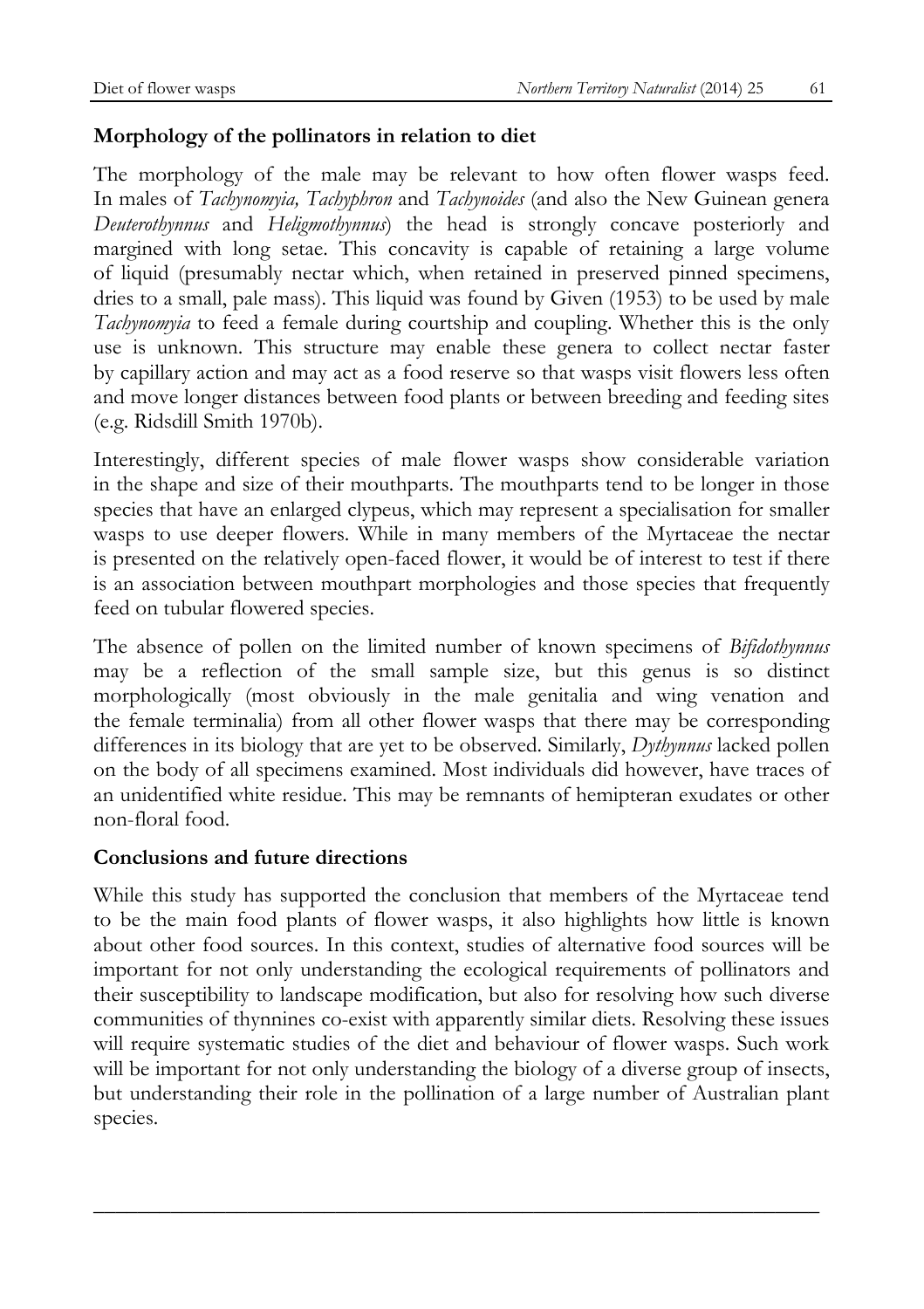### Morphology of the pollinators in relation to diet

The morphology of the male may be relevant to how often flower wasps feed. In males of *Tachynomyia, Tachyphron* and *Tachynoides* (and also the New Guinean genera *Deuterothynnus* and *Heligmothynnus*) the head is strongly concave posteriorly and margined with long setae. This concavity is capable of retaining a large volume of liquid (presumably nectar which, when retained in preserved pinned specimens, dries to a small, pale mass). This liquid was found by Given (1953) to be used by male *Tachynomyia* to feed a female during courtship and coupling. Whether this is the only use is unknown. This structure may enable these genera to collect nectar faster by capillary action and may act as a food reserve so that wasps visit flowers less often and move longer distances between food plants or between breeding and feeding sites (e.g. Ridsdill Smith 1970b).

Interestingly, different species of male flower wasps show considerable variation in the shape and size of their mouthparts. The mouthparts tend to be longer in those species that have an enlarged clypeus, which may represent a specialisation for smaller wasps to use deeper flowers. While in many members of the Myrtaceae the nectar is presented on the relatively open-faced flower, it would be of interest to test if there is an association between mouthpart morphologies and those species that frequently feed on tubular flowered species.

The absence of pollen on the limited number of known specimens of *Bifidothynnus* may be a reflection of the small sample size, but this genus is so distinct morphologically (most obviously in the male genitalia and wing venation and the female terminalia) from all other flower wasps that there may be corresponding differences in its biology that are yet to be observed. Similarly, *Dythynnus* lacked pollen on the body of all specimens examined. Most individuals did however, have traces of an unidentified white residue. This may be remnants of hemipteran exudates or other non-floral food.

### Conclusions and future directions

While this study has supported the conclusion that members of the Myrtaceae tend to be the main food plants of flower wasps, it also highlights how little is known about other food sources. In this context, studies of alternative food sources will be important for not only understanding the ecological requirements of pollinators and their susceptibility to landscape modification, but also for resolving how such diverse communities of thynnines co-exist with apparently similar diets. Resolving these issues will require systematic studies of the diet and behaviour of flower wasps. Such work will be important for not only understanding the biology of a diverse group of insects, but understanding their role in the pollination of a large number of Australian plant species.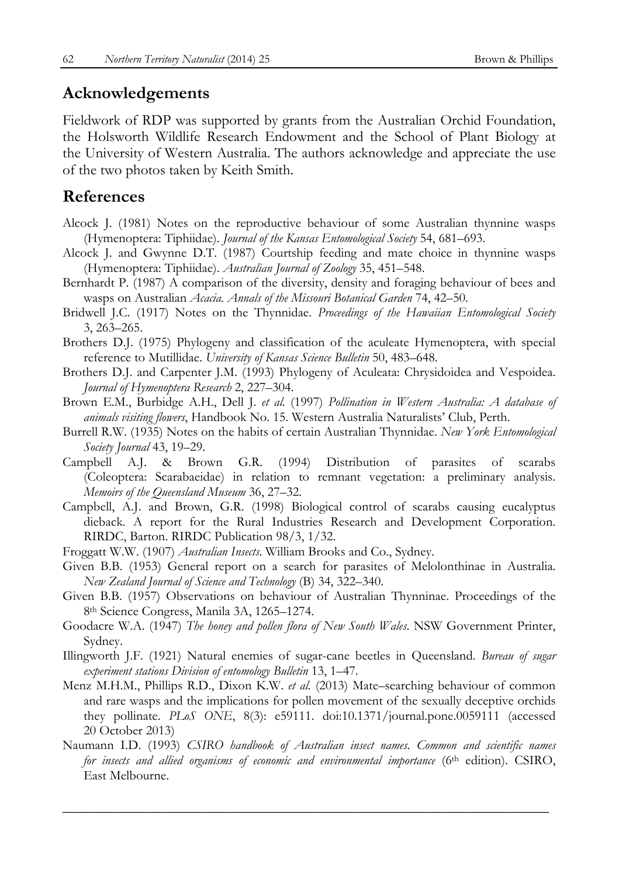## Acknowledgements

Fieldwork of RDP was supported by grants from the Australian Orchid Foundation, the Holsworth Wildlife Research Endowment and the School of Plant Biology at the University of Western Australia. The authors acknowledge and appreciate the use of the two photos taken by Keith Smith.

## References

Alcock J. (1981) Notes on the reproductive behaviour of some Australian thynnine wasps (Hymenoptera: Tiphiidae). *Journal of the Kansas Entomological Society* 54, 681–693.

Alcock J. and Gwynne D.T. (1987) Courtship feeding and mate choice in thynnine wasps (Hymenoptera: Tiphiidae). *Australian Journal of Zoology* 35, 451–548.

Bernhardt P. (1987) A comparison of the diversity, density and foraging behaviour of bees and wasps on Australian *Acacia*. *Annals of the Missouri Botanical Garden* 74, 42–50.

Bridwell J.C. (1917) Notes on the Thynnidae. *Proceedings of the Hawaiian Entomological Society* 3, 263–265.

Brothers D.J. (1975) Phylogeny and classification of the aculeate Hymenoptera, with special reference to Mutillidae. *University of Kansas Science Bulletin* 50, 483–648.

Brothers D.J. and Carpenter J.M. (1993) Phylogeny of Aculeata: Chrysidoidea and Vespoidea. *Journal of Hymenoptera Research* 2, 227–304.

Brown E.M., Burbidge A.H., Dell J. *et al.* (1997) *Pollination in Western Australia: A database of animals visiting flowers*, Handbook No. 15. Western Australia Naturalists' Club, Perth.

Burrell R.W. (1935) Notes on the habits of certain Australian Thynnidae. *New York Entomological Society Journal* 43, 19–29.

Campbell A.J. & Brown G.R. (1994) Distribution of parasites of scarabs (Coleoptera: Scarabaeidae) in relation to remnant vegetation: a preliminary analysis. *Memoirs of the Queensland Museum* 36, 27–32.

Campbell, A.J. and Brown, G.R. (1998) Biological control of scarabs causing eucalyptus dieback. A report for the Rural Industries Research and Development Corporation. RIRDC, Barton. RIRDC Publication 98/3, 1/32.

Froggatt W.W. (1907) *Australian Insects*. William Brooks and Co., Sydney.

Given B.B. (1953) General report on a search for parasites of Melolonthinae in Australia. *New Zealand Journal of Science and Technology* (B) 34, 322–340.

Given B.B. (1957) Observations on behaviour of Australian Thynninae. Proceedings of the 8th Science Congress, Manila 3A, 1265–1274.

Goodacre W.A. (1947) *The honey and pollen flora of New South Wales*. NSW Government Printer, Sydney.

Illingworth J.F. (1921) Natural enemies of sugar-cane beetles in Queensland. *Bureau of sugar experiment stations Division of entomology Bulletin* 13, 1–47.

Menz M.H.M., Phillips R.D., Dixon K.W. *et al.* (2013) Mate–searching behaviour of common and rare wasps and the implications for pollen movement of the sexually deceptive orchids they pollinate. *PLoS ONE*, 8(3): e59111. doi:10.1371/journal.pone.0059111 (accessed 20 October 2013)

Naumann I.D. (1993) *CSIRO handbook of Australian insect names. Common and scientific names for insects and allied organisms of economic and environmental importance* (6th edition). CSIRO, East Melbourne.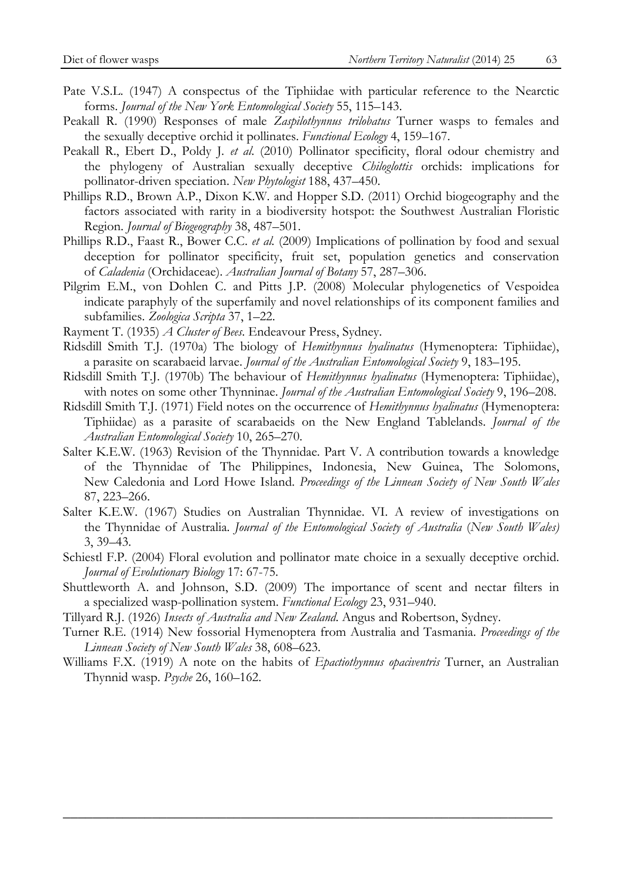Pate V.S.L. (1947) A conspectus of the Tiphiidae with particular reference to the Nearctic forms. *Journal of the New York Entomological Society* 55, 115–143.

Peakall R. (1990) Responses of male *Zaspilothynnus trilobatus* Turner wasps to females and the sexually deceptive orchid it pollinates. *Functional Ecology* 4, 159–167.

Peakall R., Ebert D., Poldy J. *et al.* (2010) Pollinator specificity, floral odour chemistry and the phylogeny of Australian sexually deceptive *Chiloglottis* orchids: implications for pollinator-driven speciation. *New Phytologist* 188, 437–450.

Phillips R.D., Brown A.P., Dixon K.W. and Hopper S.D. (2011) Orchid biogeography and the factors associated with rarity in a biodiversity hotspot: the Southwest Australian Floristic Region. *Journal of Biogeography* 38, 487–501.

Phillips R.D., Faast R., Bower C.C. *et al.* (2009) Implications of pollination by food and sexual deception for pollinator specificity, fruit set, population genetics and conservation of *Caladenia* (Orchidaceae). *Australian Journal of Botany* 57, 287–306.

Pilgrim E.M., von Dohlen C. and Pitts J.P. (2008) Molecular phylogenetics of Vespoidea indicate paraphyly of the superfamily and novel relationships of its component families and subfamilies. *Zoologica Scripta* 37, 1–22.

Rayment T. (1935) *A Cluster of Bees*. Endeavour Press, Sydney.

Ridsdill Smith T.J. (1970a) The biology of *Hemithynnus hyalinatus* (Hymenoptera: Tiphiidae), a parasite on scarabaeid larvae. *Journal of the Australian Entomological Society* 9, 183–195.

Ridsdill Smith T.J. (1970b) The behaviour of *Hemithynnus hyalinatus* (Hymenoptera: Tiphiidae), with notes on some other Thynninae. *Journal of the Australian Entomological Society* 9, 196–208.

Ridsdill Smith T.J. (1971) Field notes on the occurrence of *Hemithynnus hyalinatus* (Hymenoptera: Tiphiidae) as a parasite of scarabaeids on the New England Tablelands. *Journal of the Australian Entomological Society* 10, 265–270.

Salter K.E.W. (1963) Revision of the Thynnidae. Part V. A contribution towards a knowledge of the Thynnidae of The Philippines, Indonesia, New Guinea, The Solomons, New Caledonia and Lord Howe Island. *Proceedings of the Linnean Society of New South Wales* 87, 223–266.

Salter K.E.W. (1967) Studies on Australian Thynnidae. VI. A review of investigations on the Thynnidae of Australia. *Journal of the Entomological Society of Australia* (*New South Wales)* 3, 39–43.

Schiestl F.P. (2004) Floral evolution and pollinator mate choice in a sexually deceptive orchid. *Journal of Evolutionary Biology* 17: 67-75.

Shuttleworth A. and Johnson, S.D. (2009) The importance of scent and nectar filters in a specialized wasp-pollination system. *Functional Ecology* 23, 931–940.

Tillyard R.J. (1926) *Insects of Australia and New Zealand*. Angus and Robertson, Sydney.

Turner R.E. (1914) New fossorial Hymenoptera from Australia and Tasmania. *Proceedings of the Linnean Society of New South Wales* 38, 608–623.

Williams F.X. (1919) A note on the habits of *Epactiothynnus opaciventris* Turner, an Australian Thynnid wasp. *Psyche* 26, 160–162.